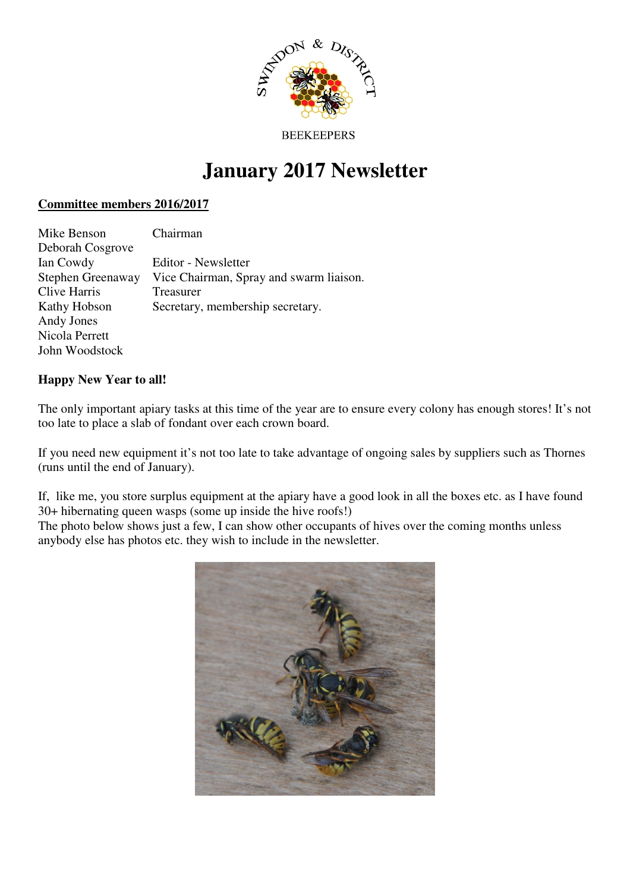SWINDON & DISTRICT

BEEKEEPERS

# January 2017 Newsletter

**Committee members 2016/2017**

| | |
|---|---|
| Mike Benson | Chairman |
| Deborah Cosgrove | |
| Ian Cowdy | Editor - Newsletter |
| Stephen Greenaway | Vice Chairman, Spray and swarm liaison. |
| Clive Harris | Treasurer |
| Kathy Hobson | Secretary, membership secretary. |
| Andy Jones | |
| Nicola Perrett | |
| John Woodstock | |

**Happy New Year to all!**

The only important apiary tasks at this time of the year are to ensure every colony has enough stores! It's not too late to place a slab of fondant over each crown board.

If you need new equipment it's not too late to take advantage of ongoing sales by suppliers such as Thornes (runs until the end of January).

If, like me, you store surplus equipment at the apiary have a good look in all the boxes etc. as I have found 30+ hibernating queen wasps (some up inside the hive roofs!)
The photo below shows just a few, I can show other occupants of hives over the coming months unless anybody else has photos etc. they wish to include in the newsletter.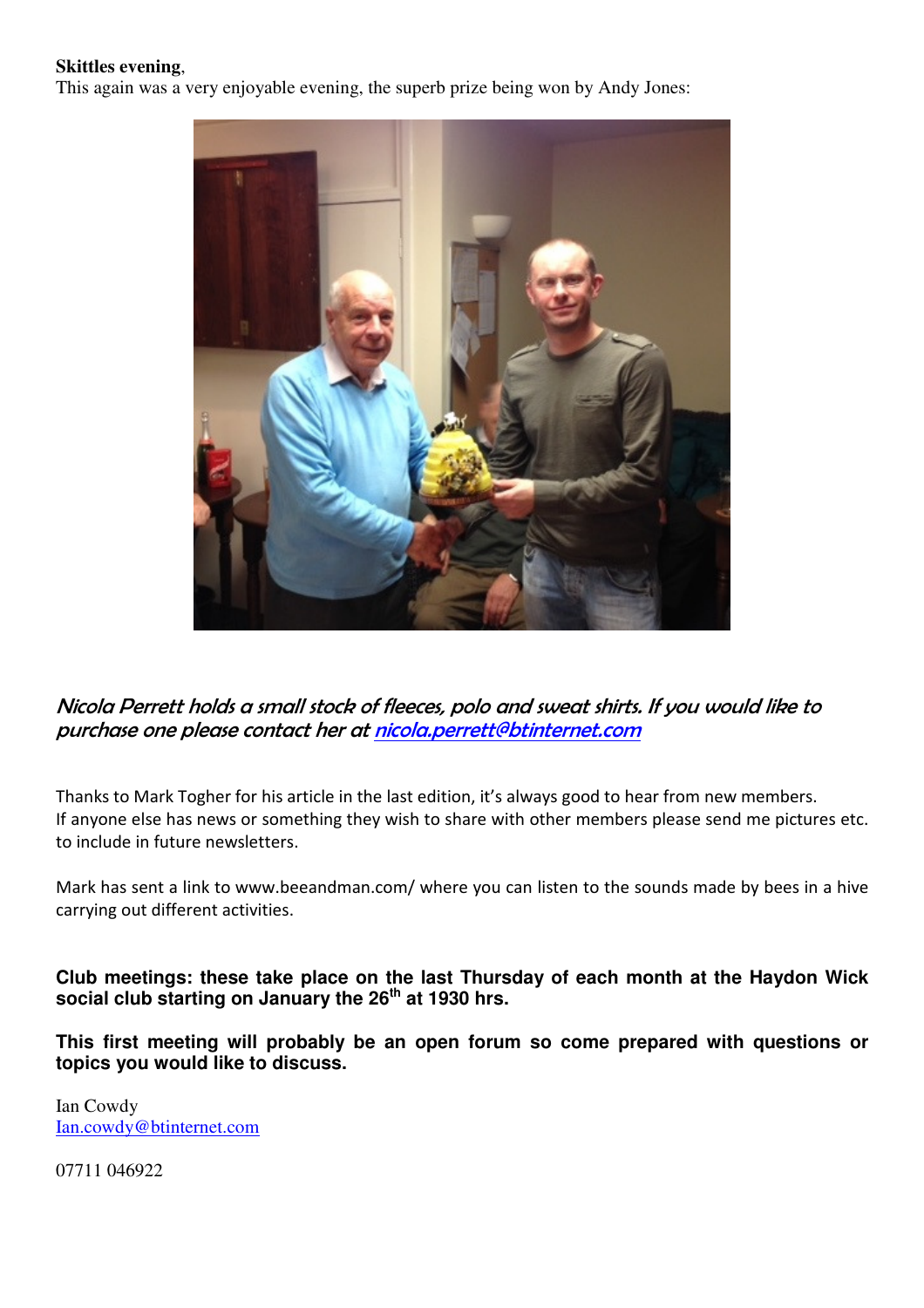**Skittles evening**,
This again was a very enjoyable evening, the superb prize being won by Andy Jones:

*Nicola Perrett holds a small stock of fleeces, polo and sweat shirts. If you would like to purchase one please contact her at [nicola.perrett@btinternet.com](mailto:nicola.perrett@btinternet.com)*

Thanks to Mark Togher for his article in the last edition, it's always good to hear from new members. If anyone else has news or something they wish to share with other members please send me pictures etc. to include in future newsletters.

Mark has sent a link to www.beeandman.com/ where you can listen to the sounds made by bees in a hive carrying out different activities.

**Club meetings: these take place on the last Thursday of each month at the Haydon Wick social club starting on January the 26th at 1930 hrs.**

**This first meeting will probably be an open forum so come prepared with questions or topics you would like to discuss.**

Ian Cowdy
[Ian.cowdy@btinternet.com](mailto:Ian.cowdy@btinternet.com)

07711 046922